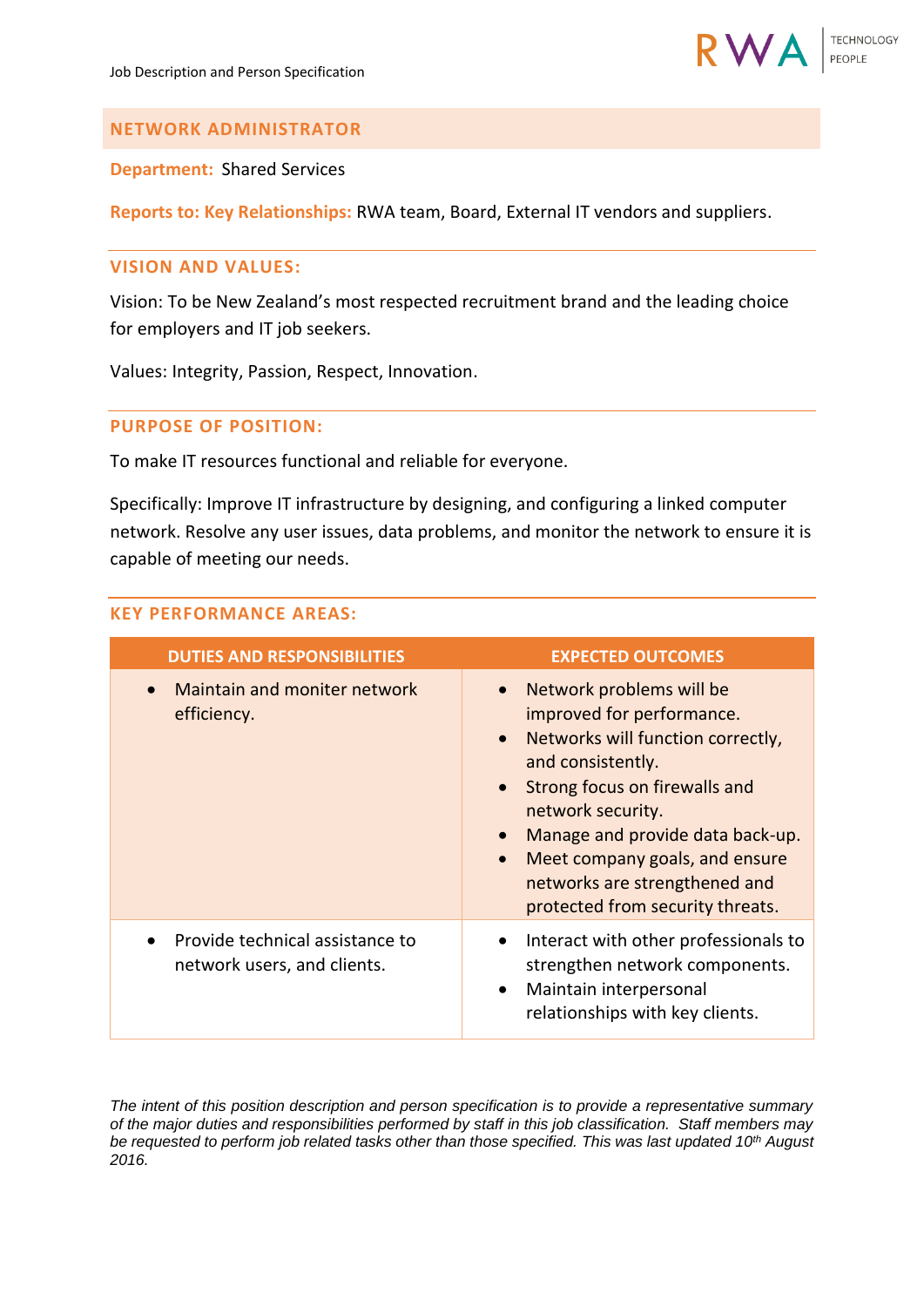Job Description and Person Specification

## NETWORK ADMINISTRATOR

**Department:** Shared Services

**Reports to: Key Relationships:** RWA team, Board, External IT vendors and suppliers.

### VISION AND VALUES:

Vision: To be New Zealand's most respected recruitment brand and the leading choice for employers and IT job seekers.

Values: Integrity, Passion, Respect, Innovation.

### PURPOSE OF POSITION:

To make IT resources functional and reliable for everyone.

Specifically: Improve IT infrastructure by designing, and configuring a linked computer network. Resolve any user issues, data problems, and monitor the network to ensure it is capable of meeting our needs.

### KEY PERFORMANCE AREAS:

| DUTIES AND RESPONSIBILITIES | EXPECTED OUTCOMES |
|---|---|
| • Maintain and moniter network efficiency. | • Network problems will be improved for performance.<br>• Networks will function correctly, and consistently.<br>• Strong focus on firewalls and network security.<br>• Manage and provide data back-up.<br>• Meet company goals, and ensure networks are strengthened and protected from security threats. |
| • Provide technical assistance to network users, and clients. | • Interact with other professionals to strengthen network components.<br>• Maintain interpersonal relationships with key clients. |

*The intent of this position description and person specification is to provide a representative summary of the major duties and responsibilities performed by staff in this job classification. Staff members may be requested to perform job related tasks other than those specified. This was last updated 10th August 2016.*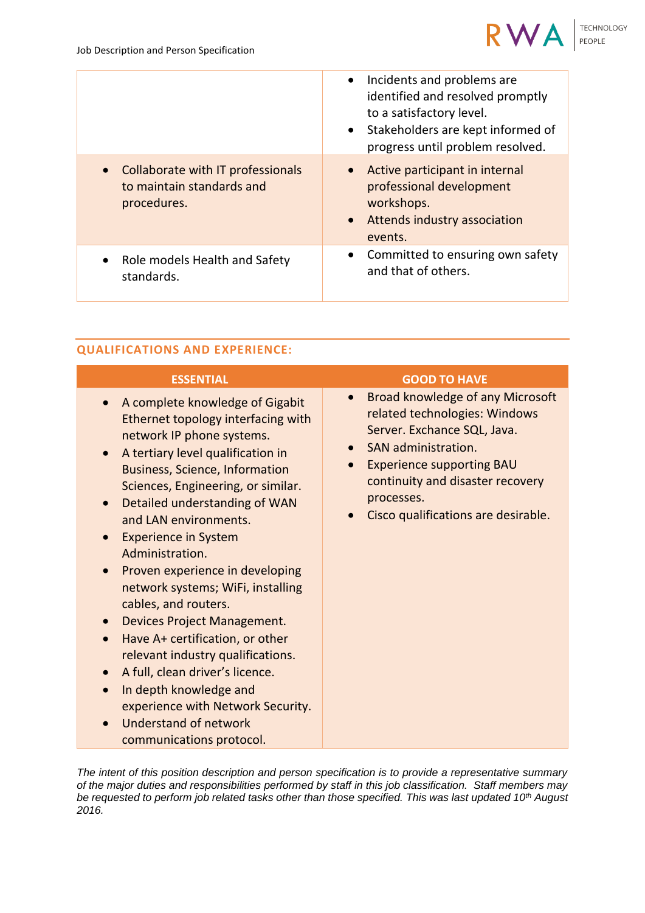| | |
|---|---|
| | • Incidents and problems are identified and resolved promptly to a satisfactory level.<br>• Stakeholders are kept informed of progress until problem resolved. |
| • Collaborate with IT professionals to maintain standards and procedures. | • Active participant in internal professional development workshops.<br>• Attends industry association events. |
| • Role models Health and Safety standards. | • Committed to ensuring own safety and that of others. |

## QUALIFICATIONS AND EXPERIENCE:

| ESSENTIAL | GOOD TO HAVE |
|---|---|
| • A complete knowledge of Gigabit Ethernet topology interfacing with network IP phone systems.<br>• A tertiary level qualification in Business, Science, Information Sciences, Engineering, or similar.<br>• Detailed understanding of WAN and LAN environments.<br>• Experience in System Administration.<br>• Proven experience in developing network systems; WiFi, installing cables, and routers.<br>• Devices Project Management.<br>• Have A+ certification, or other relevant industry qualifications.<br>• A full, clean driver's licence.<br>• In depth knowledge and experience with Network Security.<br>• Understand of network communications protocol. | • Broad knowledge of any Microsoft related technologies: Windows Server. Exchance SQL, Java.<br>• SAN administration.<br>• Experience supporting BAU continuity and disaster recovery processes.<br>• Cisco qualifications are desirable. |

*The intent of this position description and person specification is to provide a representative summary of the major duties and responsibilities performed by staff in this job classification. Staff members may be requested to perform job related tasks other than those specified. This was last updated 10th August 2016.*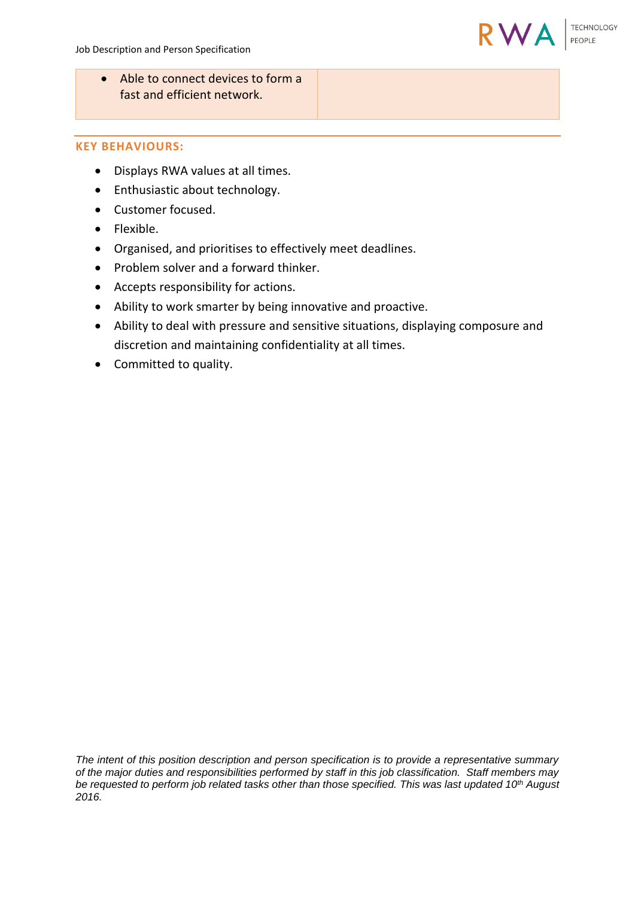| | |
|---|---|
| • Able to connect devices to form a fast and efficient network. | |

**KEY BEHAVIOURS:**

- Displays RWA values at all times.
- Enthusiastic about technology.
- Customer focused.
- Flexible.
- Organised, and prioritises to effectively meet deadlines.
- Problem solver and a forward thinker.
- Accepts responsibility for actions.
- Ability to work smarter by being innovative and proactive.
- Ability to deal with pressure and sensitive situations, displaying composure and discretion and maintaining confidentiality at all times.
- Committed to quality.

*The intent of this position description and person specification is to provide a representative summary of the major duties and responsibilities performed by staff in this job classification. Staff members may be requested to perform job related tasks other than those specified. This was last updated 10th August 2016.*